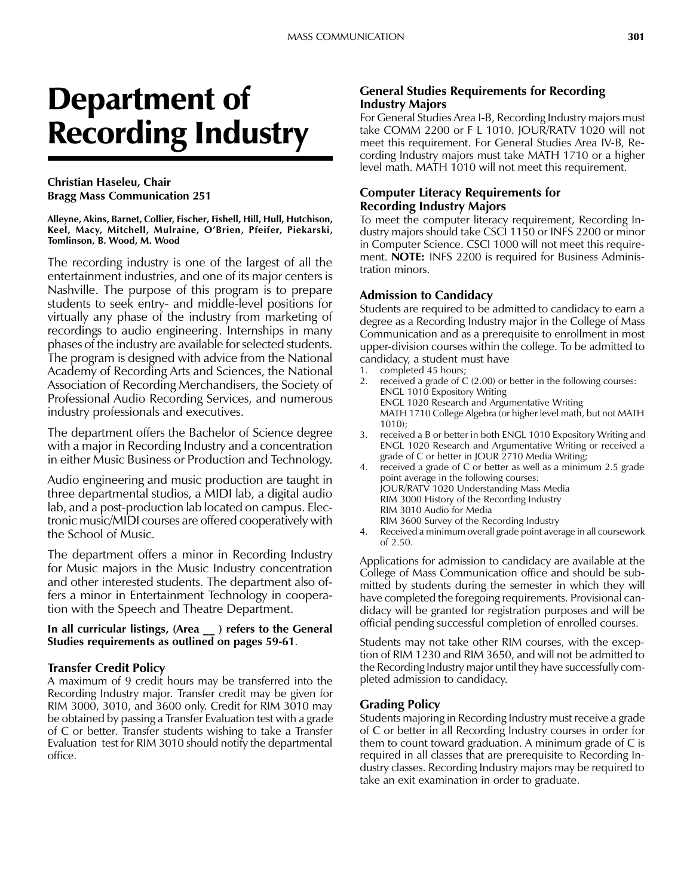# Department of Recording Industry

**Christian Haseleu, Chair**
**Bragg Mass Communication 251**

**Alleyne, Akins, Barnet, Collier, Fischer, Fishell, Hill, Hull, Hutchison, Keel, Macy, Mitchell, Mulraine, O'Brien, Pfeifer, Piekarski, Tomlinson, B. Wood, M. Wood**

The recording industry is one of the largest of all the entertainment industries, and one of its major centers is Nashville. The purpose of this program is to prepare students to seek entry- and middle-level positions for virtually any phase of the industry from marketing of recordings to audio engineering. Internships in many phases of the industry are available for selected students. The program is designed with advice from the National Academy of Recording Arts and Sciences, the National Association of Recording Merchandisers, the Society of Professional Audio Recording Services, and numerous industry professionals and executives.

The department offers the Bachelor of Science degree with a major in Recording Industry and a concentration in either Music Business or Production and Technology.

Audio engineering and music production are taught in three departmental studios, a MIDI lab, a digital audio lab, and a post-production lab located on campus. Electronic music/MIDI courses are offered cooperatively with the School of Music.

The department offers a minor in Recording Industry for Music majors in the Music Industry concentration and other interested students. The department also offers a minor in Entertainment Technology in cooperation with the Speech and Theatre Department.

**In all curricular listings, (Area __ ) refers to the General Studies requirements as outlined on pages 59-61**.

### Transfer Credit Policy

A maximum of 9 credit hours may be transferred into the Recording Industry major. Transfer credit may be given for RIM 3000, 3010, and 3600 only. Credit for RIM 3010 may be obtained by passing a Transfer Evaluation test with a grade of C or better. Transfer students wishing to take a Transfer Evaluation test for RIM 3010 should notify the departmental office.

### General Studies Requirements for Recording Industry Majors

For General Studies Area I-B, Recording Industry majors must take COMM 2200 or F L 1010. JOUR/RATV 1020 will not meet this requirement. For General Studies Area IV-B, Recording Industry majors must take MATH 1710 or a higher level math. MATH 1010 will not meet this requirement.

### Computer Literacy Requirements for Recording Industry Majors

To meet the computer literacy requirement, Recording Industry majors should take CSCI 1150 or INFS 2200 or minor in Computer Science. CSCI 1000 will not meet this requirement. **NOTE:** INFS 2200 is required for Business Administration minors.

### Admission to Candidacy

Students are required to be admitted to candidacy to earn a degree as a Recording Industry major in the College of Mass Communication and as a prerequisite to enrollment in most upper-division courses within the college. To be admitted to candidacy, a student must have

1. completed 45 hours;
2. received a grade of C (2.00) or better in the following courses:
   ENGL 1010 Expository Writing
   ENGL 1020 Research and Argumentative Writing
   MATH 1710 College Algebra (or higher level math, but not MATH 1010);
3. received a B or better in both ENGL 1010 Expository Writing and ENGL 1020 Research and Argumentative Writing or received a grade of C or better in JOUR 2710 Media Writing;
4. received a grade of C or better as well as a minimum 2.5 grade point average in the following courses:
   JOUR/RATV 1020 Understanding Mass Media
   RIM 3000 History of the Recording Industry
   RIM 3010 Audio for Media
   RIM 3600 Survey of the Recording Industry
4. Received a minimum overall grade point average in all coursework of 2.50.

Applications for admission to candidacy are available at the College of Mass Communication office and should be submitted by students during the semester in which they will have completed the foregoing requirements. Provisional candidacy will be granted for registration purposes and will be official pending successful completion of enrolled courses.

Students may not take other RIM courses, with the exception of RIM 1230 and RIM 3650, and will not be admitted to the Recording Industry major until they have successfully completed admission to candidacy.

### Grading Policy

Students majoring in Recording Industry must receive a grade of C or better in all Recording Industry courses in order for them to count toward graduation. A minimum grade of C is required in all classes that are prerequisite to Recording Industry classes. Recording Industry majors may be required to take an exit examination in order to graduate.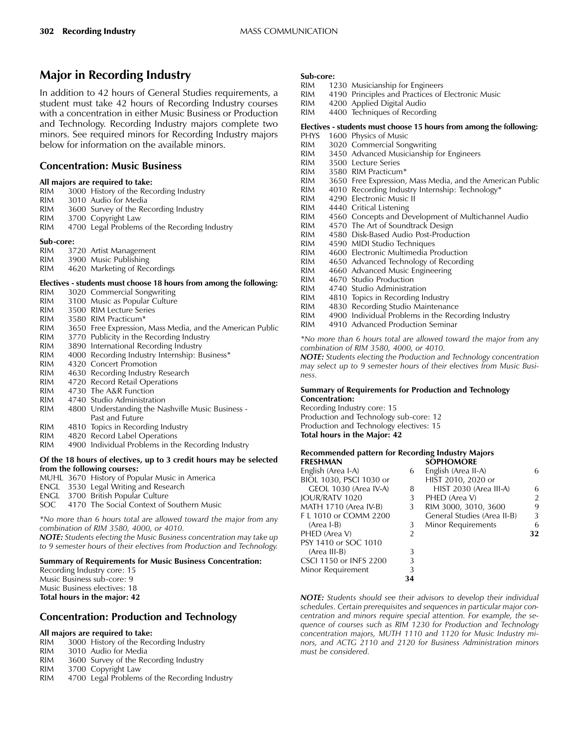## Major in Recording Industry

In addition to 42 hours of General Studies requirements, a student must take 42 hours of Recording Industry courses with a concentration in either Music Business or Production and Technology. Recording Industry majors complete two minors. See required minors for Recording Industry majors below for information on the available minors.

### Concentration: Music Business

**All majors are required to take:**

RIM 3000 History of the Recording Industry
RIM 3010 Audio for Media
RIM 3600 Survey of the Recording Industry
RIM 3700 Copyright Law
RIM 4700 Legal Problems of the Recording Industry

**Sub-core:**

RIM 3720 Artist Management
RIM 3900 Music Publishing
RIM 4620 Marketing of Recordings

**Electives - students must choose 18 hours from among the following:**

RIM 3020 Commercial Songwriting
RIM 3100 Music as Popular Culture
RIM 3500 RIM Lecture Series
RIM 3580 RIM Practicum*
RIM 3650 Free Expression, Mass Media, and the American Public
RIM 3770 Publicity in the Recording Industry
RIM 3890 International Recording Industry
RIM 4000 Recording Industry Internship: Business*
RIM 4320 Concert Promotion
RIM 4630 Recording Industry Research
RIM 4720 Record Retail Operations
RIM 4730 The A&R Function
RIM 4740 Studio Administration
RIM 4800 Understanding the Nashville Music Business - Past and Future
RIM 4810 Topics in Recording Industry
RIM 4820 Record Label Operations
RIM 4900 Individual Problems in the Recording Industry

**Of the 18 hours of electives, up to 3 credit hours may be selected from the following courses:**

MUHL 3670 History of Popular Music in America
ENGL 3530 Legal Writing and Research
ENGL 3700 British Popular Culture
SOC 4170 The Social Context of Southern Music

*\*No more than 6 hours total are allowed toward the major from any combination of RIM 3580, 4000, or 4010.*

***NOTE:** Students electing the Music Business concentration may take up to 9 semester hours of their electives from Production and Technology.*

**Summary of Requirements for Music Business Concentration:**

Recording Industry core: 15
Music Business sub-core: 9
Music Business electives: 18
**Total hours in the major: 42**

### Concentration: Production and Technology

**All majors are required to take:**

RIM 3000 History of the Recording Industry
RIM 3010 Audio for Media
RIM 3600 Survey of the Recording Industry
RIM 3700 Copyright Law
RIM 4700 Legal Problems of the Recording Industry

**Sub-core:**

RIM 1230 Musicianship for Engineers
RIM 4190 Principles and Practices of Electronic Music
RIM 4200 Applied Digital Audio
RIM 4400 Techniques of Recording

**Electives - students must choose 15 hours from among the following:**

PHYS 1600 Physics of Music
RIM 3020 Commercial Songwriting
RIM 3450 Advanced Musicianship for Engineers
RIM 3500 Lecture Series
RIM 3580 RIM Practicum*
RIM 3650 Free Expression, Mass Media, and the American Public
RIM 4010 Recording Industry Internship: Technology*
RIM 4290 Electronic Music II
RIM 4440 Critical Listening
RIM 4560 Concepts and Development of Multichannel Audio
RIM 4570 The Art of Soundtrack Design
RIM 4580 Disk-Based Audio Post-Production
RIM 4590 MIDI Studio Techniques
RIM 4600 Electronic Multimedia Production
RIM 4650 Advanced Technology of Recording
RIM 4660 Advanced Music Engineering
RIM 4670 Studio Production
RIM 4740 Studio Administration
RIM 4810 Topics in Recording Industry
RIM 4830 Recording Studio Maintenance
RIM 4900 Individual Problems in the Recording Industry
RIM 4910 Advanced Production Seminar

*\*No more than 6 hours total are allowed toward the major from any combination of RIM 3580, 4000, or 4010.*

***NOTE:** Students electing the Production and Technology concentration may select up to 9 semester hours of their electives from Music Business.*

**Summary of Requirements for Production and Technology Concentration:**

Recording Industry core: 15
Production and Technology sub-core: 12
Production and Technology electives: 15
**Total hours in the Major: 42**

**Recommended pattern for Recording Industry Majors**

| FRESHMAN | | SOPHOMORE | |
|---|---|---|---|
| English (Area I-A) | 6 | English (Area II-A) | 6 |
| BIOL 1030, PSCI 1030 or GEOL 1030 (Area IV-A) | 8 | HIST 2010, 2020 or HIST 2030 (Area III-A) | 6 |
| JOUR/RATV 1020 | 3 | PHED (Area V) | 2 |
| MATH 1710 (Area IV-B) | 3 | RIM 3000, 3010, 3600 | 9 |
| F L 1010 or COMM 2200 (Area I-B) | 3 | General Studies (Area II-B) | 3 |
| PHED (Area V) | 2 | Minor Requirements | 6 |
| PSY 1410 or SOC 1010 (Area III-B) | 3 | | **32** |
| CSCI 1150 or INFS 2200 | 3 | | |
| Minor Requirement | 3 | | |
| | **34** | | |

***NOTE:** Students should see their advisors to develop their individual schedules. Certain prerequisites and sequences in particular major concentration and minors require special attention. For example, the sequence of courses such as RIM 1230 for Production and Technology concentration majors, MUTH 1110 and 1120 for Music Industry minors, and ACTG 2110 and 2120 for Business Administration minors must be considered.*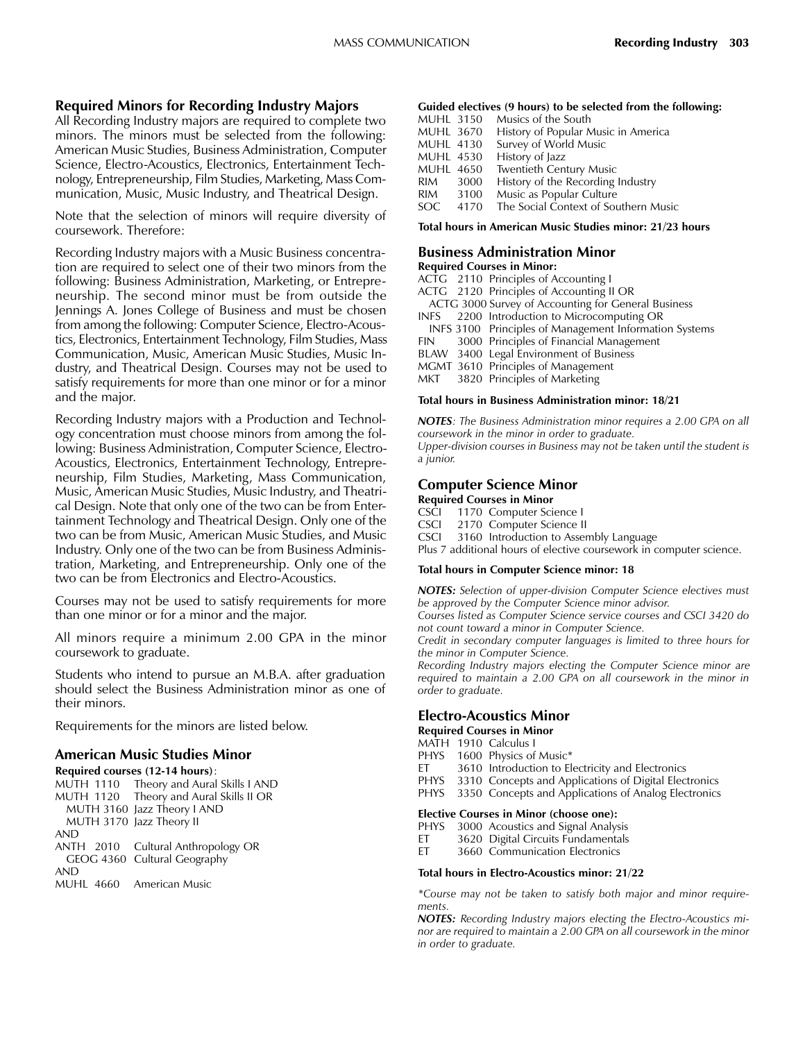## Required Minors for Recording Industry Majors

All Recording Industry majors are required to complete two minors. The minors must be selected from the following: American Music Studies, Business Administration, Computer Science, Electro-Acoustics, Electronics, Entertainment Technology, Entrepreneurship, Film Studies, Marketing, Mass Communication, Music, Music Industry, and Theatrical Design.

Note that the selection of minors will require diversity of coursework. Therefore:

Recording Industry majors with a Music Business concentration are required to select one of their two minors from the following: Business Administration, Marketing, or Entrepreneurship. The second minor must be from outside the Jennings A. Jones College of Business and must be chosen from among the following: Computer Science, Electro-Acoustics, Electronics, Entertainment Technology, Film Studies, Mass Communication, Music, American Music Studies, Music Industry, and Theatrical Design. Courses may not be used to satisfy requirements for more than one minor or for a minor and the major.

Recording Industry majors with a Production and Technology concentration must choose minors from among the following: Business Administration, Computer Science, Electro-Acoustics, Electronics, Entertainment Technology, Entrepreneurship, Film Studies, Marketing, Mass Communication, Music, American Music Studies, Music Industry, and Theatrical Design. Note that only one of the two can be from Entertainment Technology and Theatrical Design. Only one of the two can be from Music, American Music Studies, and Music Industry. Only one of the two can be from Business Administration, Marketing, and Entrepreneurship. Only one of the two can be from Electronics and Electro-Acoustics.

Courses may not be used to satisfy requirements for more than one minor or for a minor and the major.

All minors require a minimum 2.00 GPA in the minor coursework to graduate.

Students who intend to pursue an M.B.A. after graduation should select the Business Administration minor as one of their minors.

Requirements for the minors are listed below.

### American Music Studies Minor

**Required courses (12-14 hours)**:

MUTH 1110 Theory and Aural Skills I AND
MUTH 1120 Theory and Aural Skills II OR
 MUTH 3160 Jazz Theory I AND
 MUTH 3170 Jazz Theory II
AND
ANTH 2010 Cultural Anthropology OR
 GEOG 4360 Cultural Geography
AND
MUHL 4660 American Music

**Guided electives (9 hours) to be selected from the following:**

MUHL 3150 Musics of the South
MUHL 3670 History of Popular Music in America
MUHL 4130 Survey of World Music
MUHL 4530 History of Jazz
MUHL 4650 Twentieth Century Music
RIM 3000 History of the Recording Industry
RIM 3100 Music as Popular Culture
SOC 4170 The Social Context of Southern Music

**Total hours in American Music Studies minor: 21/23 hours**

### Business Administration Minor

**Required Courses in Minor:**

ACTG 2110 Principles of Accounting I
ACTG 2120 Principles of Accounting II OR
 ACTG 3000 Survey of Accounting for General Business
INFS 2200 Introduction to Microcomputing OR
 INFS 3100 Principles of Management Information Systems
FIN 3000 Principles of Financial Management
BLAW 3400 Legal Environment of Business
MGMT 3610 Principles of Management
MKT 3820 Principles of Marketing

**Total hours in Business Administration minor: 18/21**

***NOTES**: The Business Administration minor requires a 2.00 GPA on all coursework in the minor in order to graduate.*
*Upper-division courses in Business may not be taken until the student is a junior.*

### Computer Science Minor

**Required Courses in Minor**

CSCI 1170 Computer Science I
CSCI 2170 Computer Science II
CSCI 3160 Introduction to Assembly Language
Plus 7 additional hours of elective coursework in computer science.

**Total hours in Computer Science minor: 18**

***NOTES:** Selection of upper-division Computer Science electives must be approved by the Computer Science minor advisor.*
*Courses listed as Computer Science service courses and CSCI 3420 do not count toward a minor in Computer Science.*
*Credit in secondary computer languages is limited to three hours for the minor in Computer Science.*
*Recording Industry majors electing the Computer Science minor are required to maintain a 2.00 GPA on all coursework in the minor in order to graduate.*

### Electro-Acoustics Minor

**Required Courses in Minor**

MATH 1910 Calculus I
PHYS 1600 Physics of Music*
ET 3610 Introduction to Electricity and Electronics
PHYS 3310 Concepts and Applications of Digital Electronics
PHYS 3350 Concepts and Applications of Analog Electronics

**Elective Courses in Minor (choose one):**

PHYS 3000 Acoustics and Signal Analysis
ET 3620 Digital Circuits Fundamentals
ET 3660 Communication Electronics

**Total hours in Electro-Acoustics minor: 21/22**

*\*Course may not be taken to satisfy both major and minor requirements.*
***NOTES:** Recording Industry majors electing the Electro-Acoustics minor are required to maintain a 2.00 GPA on all coursework in the minor in order to graduate.*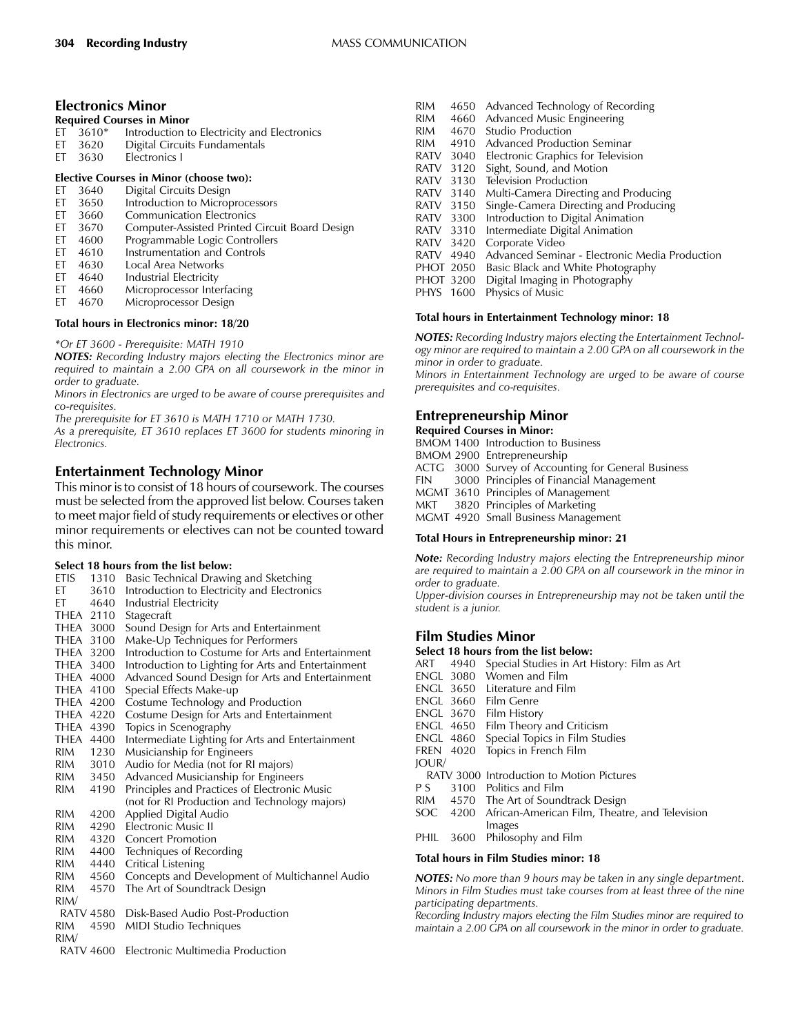## Electronics Minor

**Required Courses in Minor**

- ET 3610* Introduction to Electricity and Electronics
- ET 3620 Digital Circuits Fundamentals
- ET 3630 Electronics I

**Elective Courses in Minor (choose two):**

- ET 3640 Digital Circuits Design
- ET 3650 Introduction to Microprocessors
- ET 3660 Communication Electronics
- ET 3670 Computer-Assisted Printed Circuit Board Design
- ET 4600 Programmable Logic Controllers
- ET 4610 Instrumentation and Controls
- ET 4630 Local Area Networks
- ET 4640 Industrial Electricity
- ET 4660 Microprocessor Interfacing
- ET 4670 Microprocessor Design

**Total hours in Electronics minor: 18/20**

*\*Or ET 3600 - Prerequisite: MATH 1910*

***NOTES:*** *Recording Industry majors electing the Electronics minor are required to maintain a 2.00 GPA on all coursework in the minor in order to graduate.*

*Minors in Electronics are urged to be aware of course prerequisites and co-requisites.*

*The prerequisite for ET 3610 is MATH 1710 or MATH 1730.*

*As a prerequisite, ET 3610 replaces ET 3600 for students minoring in Electronics.*

## Entertainment Technology Minor

This minor is to consist of 18 hours of coursework. The courses must be selected from the approved list below. Courses taken to meet major field of study requirements or electives or other minor requirements or electives can not be counted toward this minor.

**Select 18 hours from the list below:**

- ETIS 1310 Basic Technical Drawing and Sketching
- ET 3610 Introduction to Electricity and Electronics
- ET 4640 Industrial Electricity
- THEA 2110 Stagecraft
- THEA 3000 Sound Design for Arts and Entertainment
- THEA 3100 Make-Up Techniques for Performers
- THEA 3200 Introduction to Costume for Arts and Entertainment
- THEA 3400 Introduction to Lighting for Arts and Entertainment
- THEA 4000 Advanced Sound Design for Arts and Entertainment
- THEA 4100 Special Effects Make-up
- THEA 4200 Costume Technology and Production
- THEA 4220 Costume Design for Arts and Entertainment
- THEA 4390 Topics in Scenography
- THEA 4400 Intermediate Lighting for Arts and Entertainment
- RIM 1230 Musicianship for Engineers
- RIM 3010 Audio for Media (not for RI majors)
- RIM 3450 Advanced Musicianship for Engineers
- RIM 4190 Principles and Practices of Electronic Music (not for RI Production and Technology majors)
- RIM 4200 Applied Digital Audio
- RIM 4290 Electronic Music II
- RIM 4320 Concert Promotion
- RIM 4400 Techniques of Recording
- RIM 4440 Critical Listening
- RIM 4560 Concepts and Development of Multichannel Audio
- RIM 4570 The Art of Soundtrack Design
- RIM/RATV 4580 Disk-Based Audio Post-Production
- RIM 4590 MIDI Studio Techniques
- RIM/RATV 4600 Electronic Multimedia Production
- RIM 4650 Advanced Technology of Recording
- RIM 4660 Advanced Music Engineering
- RIM 4670 Studio Production
- RIM 4910 Advanced Production Seminar
- RATV 3040 Electronic Graphics for Television
- RATV 3120 Sight, Sound, and Motion
- RATV 3130 Television Production
- RATV 3140 Multi-Camera Directing and Producing
- RATV 3150 Single-Camera Directing and Producing
- RATV 3300 Introduction to Digital Animation
- RATV 3310 Intermediate Digital Animation
- RATV 3420 Corporate Video
- RATV 4940 Advanced Seminar - Electronic Media Production
- PHOT 2050 Basic Black and White Photography
- PHOT 3200 Digital Imaging in Photography
- PHYS 1600 Physics of Music

**Total hours in Entertainment Technology minor: 18**

***NOTES:*** *Recording Industry majors electing the Entertainment Technology minor are required to maintain a 2.00 GPA on all coursework in the minor in order to graduate.*

*Minors in Entertainment Technology are urged to be aware of course prerequisites and co-requisites.*

## Entrepreneurship Minor

**Required Courses in Minor:**

- BMOM 1400 Introduction to Business
- BMOM 2900 Entrepreneurship
- ACTG 3000 Survey of Accounting for General Business
- FIN 3000 Principles of Financial Management
- MGMT 3610 Principles of Management
- MKT 3820 Principles of Marketing
- MGMT 4920 Small Business Management

**Total Hours in Entrepreneurship minor: 21**

***Note:*** *Recording Industry majors electing the Entrepreneurship minor are required to maintain a 2.00 GPA on all coursework in the minor in order to graduate.*

*Upper-division courses in Entrepreneurship may not be taken until the student is a junior.*

## Film Studies Minor

**Select 18 hours from the list below:**

- ART 4940 Special Studies in Art History: Film as Art
- ENGL 3080 Women and Film
- ENGL 3650 Literature and Film
- ENGL 3660 Film Genre
- ENGL 3670 Film History
- ENGL 4650 Film Theory and Criticism
- ENGL 4860 Special Topics in Film Studies
- FREN 4020 Topics in French Film
- JOUR/RATV 3000 Introduction to Motion Pictures
- P S 3100 Politics and Film
- RIM 4570 The Art of Soundtrack Design
- SOC 4200 African-American Film, Theatre, and Television Images
- PHIL 3600 Philosophy and Film

**Total hours in Film Studies minor: 18**

***NOTES:*** *No more than 9 hours may be taken in any single department. Minors in Film Studies must take courses from at least three of the nine participating departments.*

*Recording Industry majors electing the Film Studies minor are required to maintain a 2.00 GPA on all coursework in the minor in order to graduate.*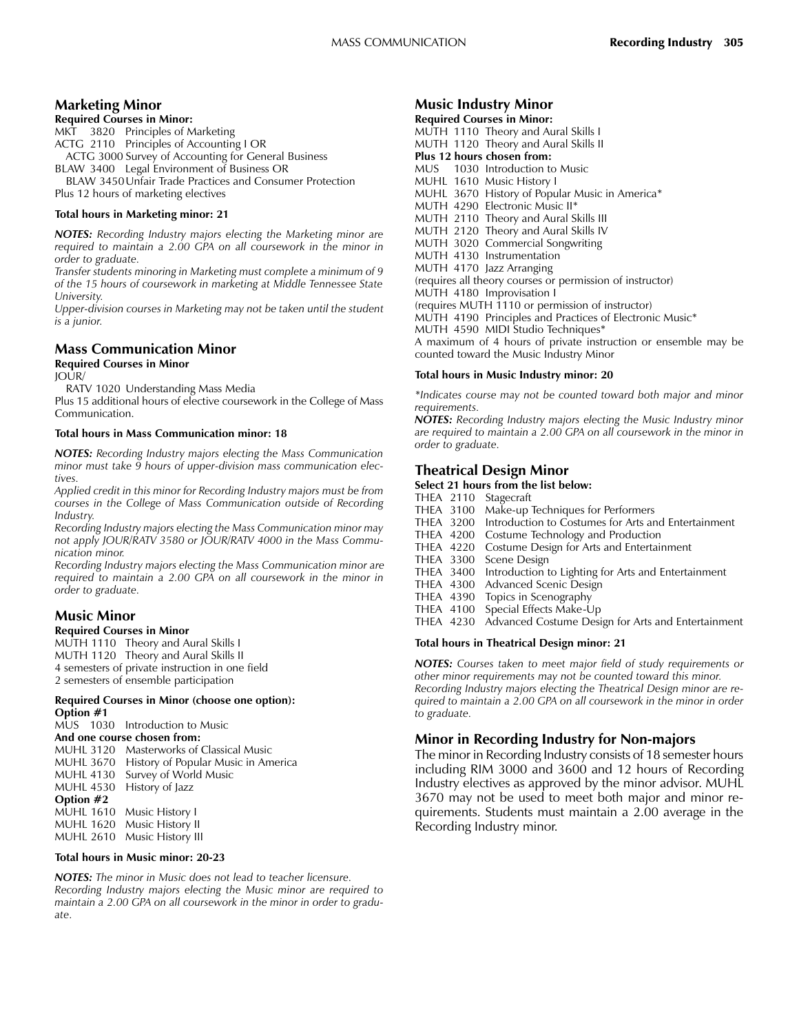## Marketing Minor

**Required Courses in Minor:**

MKT 3820 Principles of Marketing
ACTG 2110 Principles of Accounting I OR
ACTG 3000 Survey of Accounting for General Business
BLAW 3400 Legal Environment of Business OR
BLAW 3450 Unfair Trade Practices and Consumer Protection
Plus 12 hours of marketing electives

**Total hours in Marketing minor: 21**

***NOTES:*** *Recording Industry majors electing the Marketing minor are required to maintain a 2.00 GPA on all coursework in the minor in order to graduate.*

*Transfer students minoring in Marketing must complete a minimum of 9 of the 15 hours of coursework in marketing at Middle Tennessee State University.*

*Upper-division courses in Marketing may not be taken until the student is a junior.*

## Mass Communication Minor

**Required Courses in Minor**

JOUR/
RATV 1020 Understanding Mass Media
Plus 15 additional hours of elective coursework in the College of Mass Communication.

**Total hours in Mass Communication minor: 18**

***NOTES:*** *Recording Industry majors electing the Mass Communication minor must take 9 hours of upper-division mass communication electives.*

*Applied credit in this minor for Recording Industry majors must be from courses in the College of Mass Communication outside of Recording Industry.*

*Recording Industry majors electing the Mass Communication minor may not apply JOUR/RATV 3580 or JOUR/RATV 4000 in the Mass Communication minor.*

*Recording Industry majors electing the Mass Communication minor are required to maintain a 2.00 GPA on all coursework in the minor in order to graduate.*

## Music Minor

**Required Courses in Minor**

MUTH 1110 Theory and Aural Skills I
MUTH 1120 Theory and Aural Skills II
4 semesters of private instruction in one field
2 semesters of ensemble participation

**Required Courses in Minor (choose one option):**

**Option #1**

MUS 1030 Introduction to Music

**And one course chosen from:**

MUHL 3120 Masterworks of Classical Music
MUHL 3670 History of Popular Music in America
MUHL 4130 Survey of World Music
MUHL 4530 History of Jazz

**Option #2**

MUHL 1610 Music History I
MUHL 1620 Music History II
MUHL 2610 Music History III

**Total hours in Music minor: 20-23**

***NOTES:*** *The minor in Music does not lead to teacher licensure.*

*Recording Industry majors electing the Music minor are required to maintain a 2.00 GPA on all coursework in the minor in order to graduate.*

## Music Industry Minor

**Required Courses in Minor:**

MUTH 1110 Theory and Aural Skills I
MUTH 1120 Theory and Aural Skills II

**Plus 12 hours chosen from:**

MUS 1030 Introduction to Music
MUHL 1610 Music History I
MUHL 3670 History of Popular Music in America*
MUTH 4290 Electronic Music II*
MUTH 2110 Theory and Aural Skills III
MUTH 2120 Theory and Aural Skills IV
MUTH 3020 Commercial Songwriting
MUTH 4130 Instrumentation
MUTH 4170 Jazz Arranging
(requires all theory courses or permission of instructor)
MUTH 4180 Improvisation I
(requires MUTH 1110 or permission of instructor)
MUTH 4190 Principles and Practices of Electronic Music*
MUTH 4590 MIDI Studio Techniques*
A maximum of 4 hours of private instruction or ensemble may be counted toward the Music Industry Minor

**Total hours in Music Industry minor: 20**

*\*Indicates course may not be counted toward both major and minor requirements.*

***NOTES:*** *Recording Industry majors electing the Music Industry minor are required to maintain a 2.00 GPA on all coursework in the minor in order to graduate.*

## Theatrical Design Minor

**Select 21 hours from the list below:**

THEA 2110 Stagecraft
THEA 3100 Make-up Techniques for Performers
THEA 3200 Introduction to Costumes for Arts and Entertainment
THEA 4200 Costume Technology and Production
THEA 4220 Costume Design for Arts and Entertainment
THEA 3300 Scene Design
THEA 3400 Introduction to Lighting for Arts and Entertainment
THEA 4300 Advanced Scenic Design
THEA 4390 Topics in Scenography
THEA 4100 Special Effects Make-Up
THEA 4230 Advanced Costume Design for Arts and Entertainment

**Total hours in Theatrical Design minor: 21**

***NOTES:*** *Courses taken to meet major field of study requirements or other minor requirements may not be counted toward this minor.*

*Recording Industry majors electing the Theatrical Design minor are required to maintain a 2.00 GPA on all coursework in the minor in order to graduate.*

## Minor in Recording Industry for Non-majors

The minor in Recording Industry consists of 18 semester hours including RIM 3000 and 3600 and 12 hours of Recording Industry electives as approved by the minor advisor. MUHL 3670 may not be used to meet both major and minor requirements. Students must maintain a 2.00 average in the Recording Industry minor.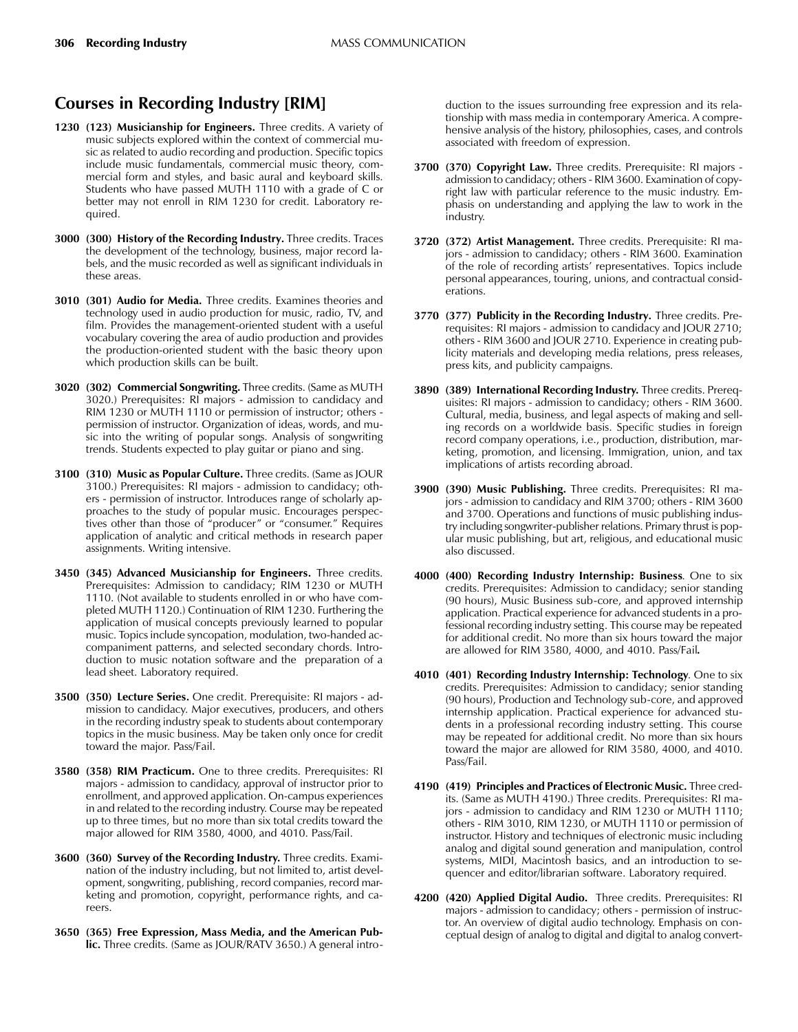## Courses in Recording Industry [RIM]

**1230 (123) Musicianship for Engineers.** Three credits. A variety of music subjects explored within the context of commercial music as related to audio recording and production. Specific topics include music fundamentals, commercial music theory, commercial form and styles, and basic aural and keyboard skills. Students who have passed MUTH 1110 with a grade of C or better may not enroll in RIM 1230 for credit. Laboratory required.

**3000 (300) History of the Recording Industry.** Three credits. Traces the development of the technology, business, major record labels, and the music recorded as well as significant individuals in these areas.

**3010 (301) Audio for Media.** Three credits. Examines theories and technology used in audio production for music, radio, TV, and film. Provides the management-oriented student with a useful vocabulary covering the area of audio production and provides the production-oriented student with the basic theory upon which production skills can be built.

**3020 (302) Commercial Songwriting.** Three credits. (Same as MUTH 3020.) Prerequisites: RI majors - admission to candidacy and RIM 1230 or MUTH 1110 or permission of instructor; others - permission of instructor. Organization of ideas, words, and music into the writing of popular songs. Analysis of songwriting trends. Students expected to play guitar or piano and sing.

**3100 (310) Music as Popular Culture.** Three credits. (Same as JOUR 3100.) Prerequisites: RI majors - admission to candidacy; others - permission of instructor. Introduces range of scholarly approaches to the study of popular music. Encourages perspectives other than those of "producer" or "consumer." Requires application of analytic and critical methods in research paper assignments. Writing intensive.

**3450 (345) Advanced Musicianship for Engineers.** Three credits. Prerequisites: Admission to candidacy; RIM 1230 or MUTH 1110. (Not available to students enrolled in or who have completed MUTH 1120.) Continuation of RIM 1230. Furthering the application of musical concepts previously learned to popular music. Topics include syncopation, modulation, two-handed accompaniment patterns, and selected secondary chords. Introduction to music notation software and the preparation of a lead sheet. Laboratory required.

**3500 (350) Lecture Series.** One credit. Prerequisite: RI majors - admission to candidacy. Major executives, producers, and others in the recording industry speak to students about contemporary topics in the music business. May be taken only once for credit toward the major. Pass/Fail.

**3580 (358) RIM Practicum.** One to three credits. Prerequisites: RI majors - admission to candidacy, approval of instructor prior to enrollment, and approved application. On-campus experiences in and related to the recording industry. Course may be repeated up to three times, but no more than six total credits toward the major allowed for RIM 3580, 4000, and 4010. Pass/Fail.

**3600 (360) Survey of the Recording Industry.** Three credits. Examination of the industry including, but not limited to, artist development, songwriting, publishing, record companies, record marketing and promotion, copyright, performance rights, and careers.

**3650 (365) Free Expression, Mass Media, and the American Public.** Three credits. (Same as JOUR/RATV 3650.) A general introduction to the issues surrounding free expression and its relationship with mass media in contemporary America. A comprehensive analysis of the history, philosophies, cases, and controls associated with freedom of expression.

**3700 (370) Copyright Law.** Three credits. Prerequisite: RI majors - admission to candidacy; others - RIM 3600. Examination of copyright law with particular reference to the music industry. Emphasis on understanding and applying the law to work in the industry.

**3720 (372) Artist Management.** Three credits. Prerequisite: RI majors - admission to candidacy; others - RIM 3600. Examination of the role of recording artists' representatives. Topics include personal appearances, touring, unions, and contractual considerations.

**3770 (377) Publicity in the Recording Industry.** Three credits. Prerequisites: RI majors - admission to candidacy and JOUR 2710; others - RIM 3600 and JOUR 2710. Experience in creating publicity materials and developing media relations, press releases, press kits, and publicity campaigns.

**3890 (389) International Recording Industry.** Three credits. Prerequisites: RI majors - admission to candidacy; others - RIM 3600. Cultural, media, business, and legal aspects of making and selling records on a worldwide basis. Specific studies in foreign record company operations, i.e., production, distribution, marketing, promotion, and licensing. Immigration, union, and tax implications of artists recording abroad.

**3900 (390) Music Publishing.** Three credits. Prerequisites: RI majors - admission to candidacy and RIM 3700; others - RIM 3600 and 3700. Operations and functions of music publishing industry including songwriter-publisher relations. Primary thrust is popular music publishing, but art, religious, and educational music also discussed.

**4000 (400) Recording Industry Internship: Business**. One to six credits. Prerequisites: Admission to candidacy; senior standing (90 hours), Music Business sub-core, and approved internship application. Practical experience for advanced students in a professional recording industry setting. This course may be repeated for additional credit. No more than six hours toward the major are allowed for RIM 3580, 4000, and 4010. Pass/Fail.

**4010 (401) Recording Industry Internship: Technology**. One to six credits. Prerequisites: Admission to candidacy; senior standing (90 hours), Production and Technology sub-core, and approved internship application. Practical experience for advanced students in a professional recording industry setting. This course may be repeated for additional credit. No more than six hours toward the major are allowed for RIM 3580, 4000, and 4010. Pass/Fail.

**4190 (419) Principles and Practices of Electronic Music.** Three credits. (Same as MUTH 4190.) Three credits. Prerequisites: RI majors - admission to candidacy and RIM 1230 or MUTH 1110; others - RIM 3010, RIM 1230, or MUTH 1110 or permission of instructor. History and techniques of electronic music including analog and digital sound generation and manipulation, control systems, MIDI, Macintosh basics, and an introduction to sequencer and editor/librarian software. Laboratory required.

**4200 (420) Applied Digital Audio.** Three credits. Prerequisites: RI majors - admission to candidacy; others - permission of instructor. An overview of digital audio technology. Emphasis on conceptual design of analog to digital and digital to analog convert-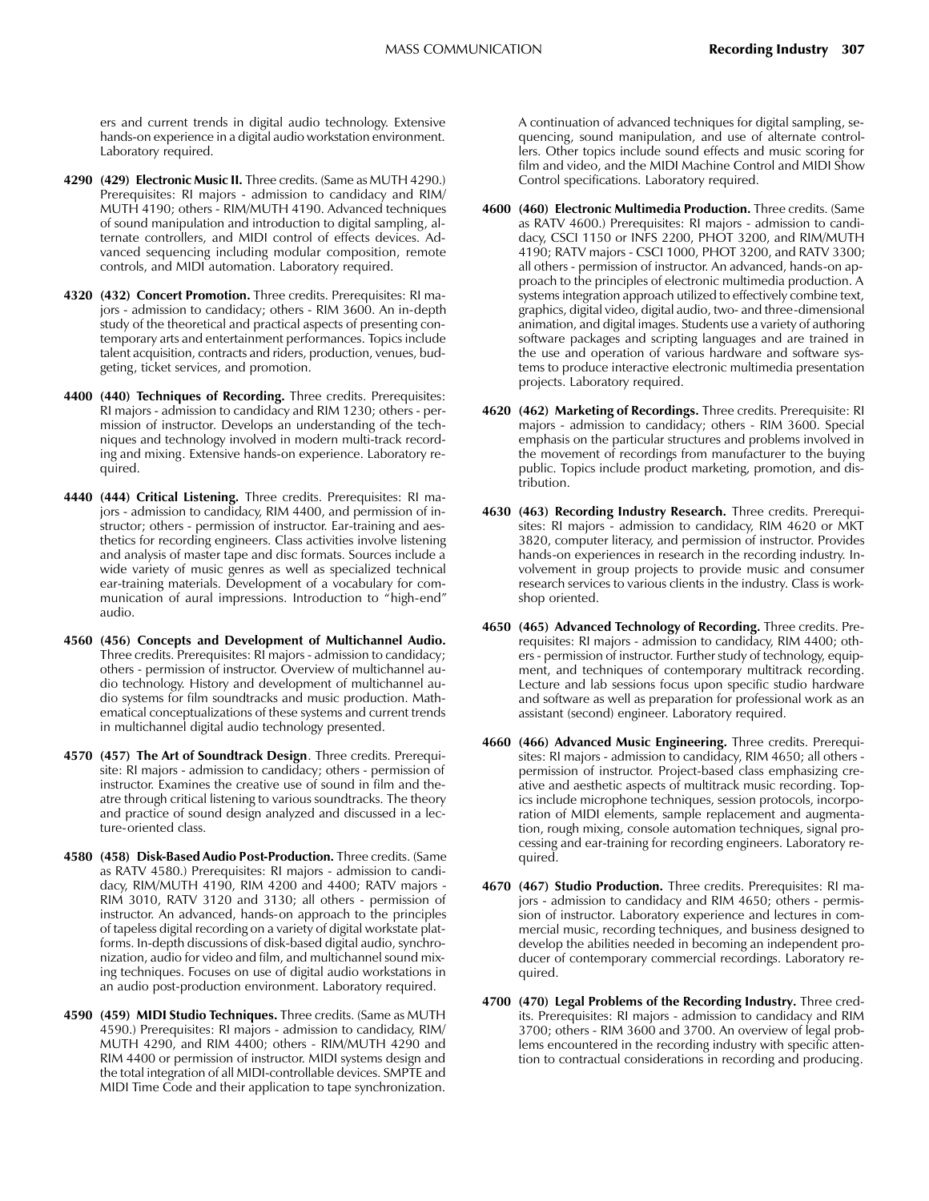ers and current trends in digital audio technology. Extensive hands-on experience in a digital audio workstation environment. Laboratory required.

**4290 (429) Electronic Music II.** Three credits. (Same as MUTH 4290.) Prerequisites: RI majors - admission to candidacy and RIM/MUTH 4190; others - RIM/MUTH 4190. Advanced techniques of sound manipulation and introduction to digital sampling, alternate controllers, and MIDI control of effects devices. Advanced sequencing including modular composition, remote controls, and MIDI automation. Laboratory required.

**4320 (432) Concert Promotion.** Three credits. Prerequisites: RI majors - admission to candidacy; others - RIM 3600. An in-depth study of the theoretical and practical aspects of presenting contemporary arts and entertainment performances. Topics include talent acquisition, contracts and riders, production, venues, budgeting, ticket services, and promotion.

**4400 (440) Techniques of Recording.** Three credits. Prerequisites: RI majors - admission to candidacy and RIM 1230; others - permission of instructor. Develops an understanding of the techniques and technology involved in modern multi-track recording and mixing. Extensive hands-on experience. Laboratory required.

**4440 (444) Critical Listening.** Three credits. Prerequisites: RI majors - admission to candidacy, RIM 4400, and permission of instructor; others - permission of instructor. Ear-training and aesthetics for recording engineers. Class activities involve listening and analysis of master tape and disc formats. Sources include a wide variety of music genres as well as specialized technical ear-training materials. Development of a vocabulary for communication of aural impressions. Introduction to "high-end" audio.

**4560 (456) Concepts and Development of Multichannel Audio.** Three credits. Prerequisites: RI majors - admission to candidacy; others - permission of instructor. Overview of multichannel audio technology. History and development of multichannel audio systems for film soundtracks and music production. Mathematical conceptualizations of these systems and current trends in multichannel digital audio technology presented.

**4570 (457) The Art of Soundtrack Design**. Three credits. Prerequisite: RI majors - admission to candidacy; others - permission of instructor. Examines the creative use of sound in film and theatre through critical listening to various soundtracks. The theory and practice of sound design analyzed and discussed in a lecture-oriented class.

**4580 (458) Disk-Based Audio Post-Production.** Three credits. (Same as RATV 4580.) Prerequisites: RI majors - admission to candidacy, RIM/MUTH 4190, RIM 4200 and 4400; RATV majors - RIM 3010, RATV 3120 and 3130; all others - permission of instructor. An advanced, hands-on approach to the principles of tapeless digital recording on a variety of digital workstate platforms. In-depth discussions of disk-based digital audio, synchronization, audio for video and film, and multichannel sound mixing techniques. Focuses on use of digital audio workstations in an audio post-production environment. Laboratory required.

**4590 (459) MIDI Studio Techniques.** Three credits. (Same as MUTH 4590.) Prerequisites: RI majors - admission to candidacy, RIM/MUTH 4290, and RIM 4400; others - RIM/MUTH 4290 and RIM 4400 or permission of instructor. MIDI systems design and the total integration of all MIDI-controllable devices. SMPTE and MIDI Time Code and their application to tape synchronization. A continuation of advanced techniques for digital sampling, sequencing, sound manipulation, and use of alternate controllers. Other topics include sound effects and music scoring for film and video, and the MIDI Machine Control and MIDI Show Control specifications. Laboratory required.

**4600 (460) Electronic Multimedia Production.** Three credits. (Same as RATV 4600.) Prerequisites: RI majors - admission to candidacy, CSCI 1150 or INFS 2200, PHOT 3200, and RIM/MUTH 4190; RATV majors - CSCI 1000, PHOT 3200, and RATV 3300; all others - permission of instructor. An advanced, hands-on approach to the principles of electronic multimedia production. A systems integration approach utilized to effectively combine text, graphics, digital video, digital audio, two- and three-dimensional animation, and digital images. Students use a variety of authoring software packages and scripting languages and are trained in the use and operation of various hardware and software systems to produce interactive electronic multimedia presentation projects. Laboratory required.

**4620 (462) Marketing of Recordings.** Three credits. Prerequisite: RI majors - admission to candidacy; others - RIM 3600. Special emphasis on the particular structures and problems involved in the movement of recordings from manufacturer to the buying public. Topics include product marketing, promotion, and distribution.

**4630 (463) Recording Industry Research.** Three credits. Prerequisites: RI majors - admission to candidacy, RIM 4620 or MKT 3820, computer literacy, and permission of instructor. Provides hands-on experiences in research in the recording industry. Involvement in group projects to provide music and consumer research services to various clients in the industry. Class is workshop oriented.

**4650 (465) Advanced Technology of Recording.** Three credits. Prerequisites: RI majors - admission to candidacy, RIM 4400; others - permission of instructor. Further study of technology, equipment, and techniques of contemporary multitrack recording. Lecture and lab sessions focus upon specific studio hardware and software as well as preparation for professional work as an assistant (second) engineer. Laboratory required.

**4660 (466) Advanced Music Engineering.** Three credits. Prerequisites: RI majors - admission to candidacy, RIM 4650; all others - permission of instructor. Project-based class emphasizing creative and aesthetic aspects of multitrack music recording. Topics include microphone techniques, session protocols, incorporation of MIDI elements, sample replacement and augmentation, rough mixing, console automation techniques, signal processing and ear-training for recording engineers. Laboratory required.

**4670 (467) Studio Production.** Three credits. Prerequisites: RI majors - admission to candidacy and RIM 4650; others - permission of instructor. Laboratory experience and lectures in commercial music, recording techniques, and business designed to develop the abilities needed in becoming an independent producer of contemporary commercial recordings. Laboratory required.

**4700 (470) Legal Problems of the Recording Industry.** Three credits. Prerequisites: RI majors - admission to candidacy and RIM 3700; others - RIM 3600 and 3700. An overview of legal problems encountered in the recording industry with specific attention to contractual considerations in recording and producing.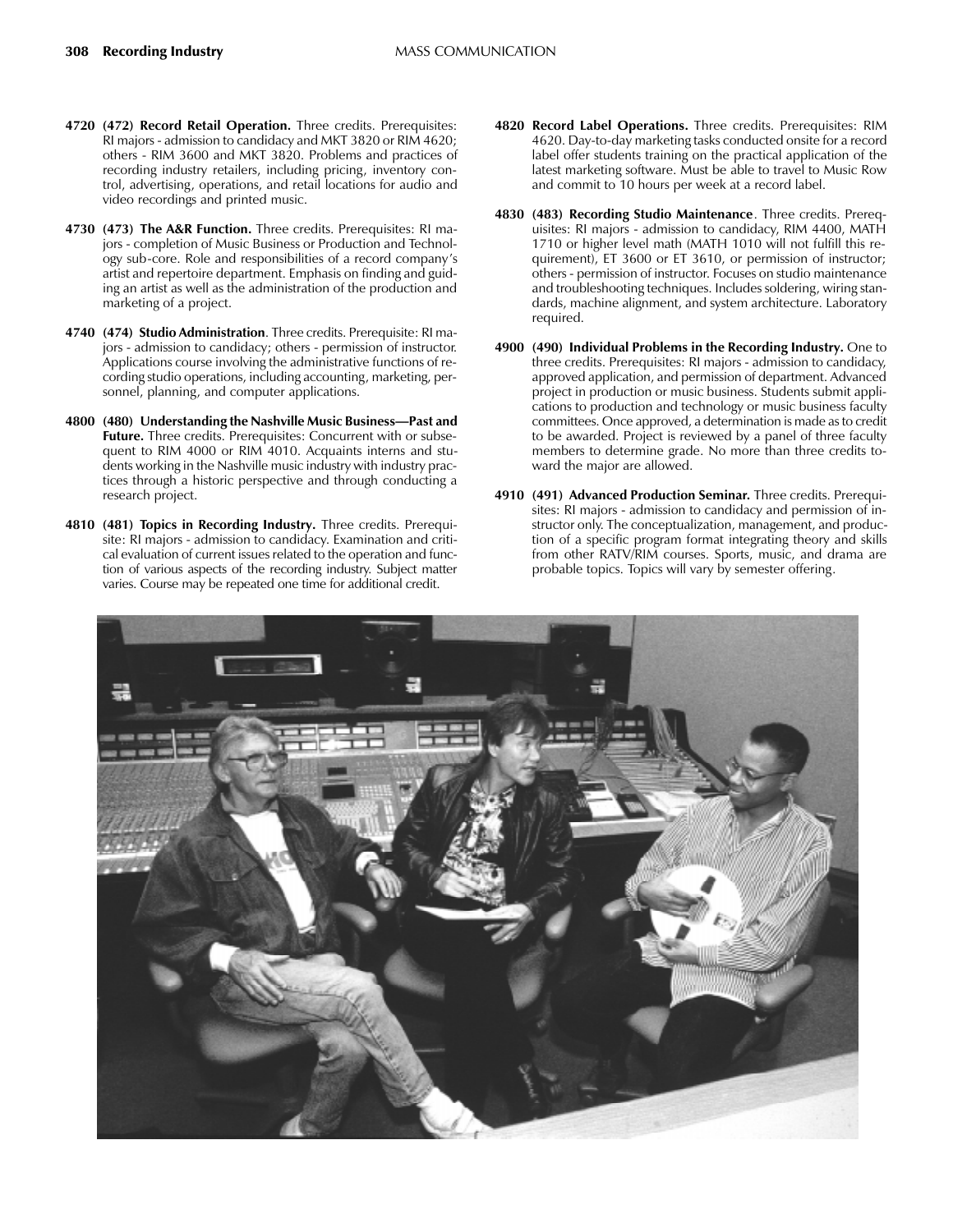**4720 (472) Record Retail Operation.** Three credits. Prerequisites: RI majors - admission to candidacy and MKT 3820 or RIM 4620; others - RIM 3600 and MKT 3820. Problems and practices of recording industry retailers, including pricing, inventory control, advertising, operations, and retail locations for audio and video recordings and printed music.

**4730 (473) The A&R Function.** Three credits. Prerequisites: RI majors - completion of Music Business or Production and Technology sub-core. Role and responsibilities of a record company's artist and repertoire department. Emphasis on finding and guiding an artist as well as the administration of the production and marketing of a project.

**4740 (474) Studio Administration**. Three credits. Prerequisite: RI majors - admission to candidacy; others - permission of instructor. Applications course involving the administrative functions of recording studio operations, including accounting, marketing, personnel, planning, and computer applications.

**4800 (480) Understanding the Nashville Music Business—Past and Future.** Three credits. Prerequisites: Concurrent with or subsequent to RIM 4000 or RIM 4010. Acquaints interns and students working in the Nashville music industry with industry practices through a historic perspective and through conducting a research project.

**4810 (481) Topics in Recording Industry.** Three credits. Prerequisite: RI majors - admission to candidacy. Examination and critical evaluation of current issues related to the operation and function of various aspects of the recording industry. Subject matter varies. Course may be repeated one time for additional credit.

**4820 Record Label Operations.** Three credits. Prerequisites: RIM 4620. Day-to-day marketing tasks conducted onsite for a record label offer students training on the practical application of the latest marketing software. Must be able to travel to Music Row and commit to 10 hours per week at a record label.

**4830 (483) Recording Studio Maintenance**. Three credits. Prerequisites: RI majors - admission to candidacy, RIM 4400, MATH 1710 or higher level math (MATH 1010 will not fulfill this requirement), ET 3600 or ET 3610, or permission of instructor; others - permission of instructor. Focuses on studio maintenance and troubleshooting techniques. Includes soldering, wiring standards, machine alignment, and system architecture. Laboratory required.

**4900 (490) Individual Problems in the Recording Industry.** One to three credits. Prerequisites: RI majors - admission to candidacy, approved application, and permission of department. Advanced project in production or music business. Students submit applications to production and technology or music business faculty committees. Once approved, a determination is made as to credit to be awarded. Project is reviewed by a panel of three faculty members to determine grade. No more than three credits toward the major are allowed.

**4910 (491) Advanced Production Seminar.** Three credits. Prerequisites: RI majors - admission to candidacy and permission of instructor only. The conceptualization, management, and production of a specific program format integrating theory and skills from other RATV/RIM courses. Sports, music, and drama are probable topics. Topics will vary by semester offering.